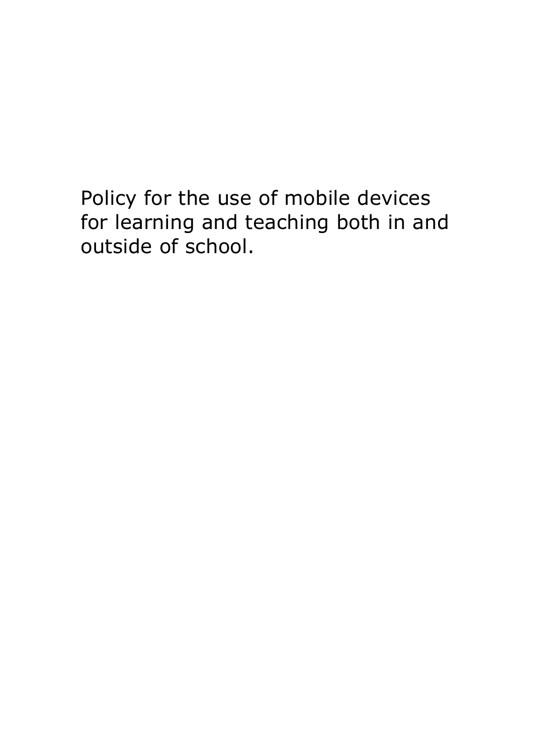# Policy for the use of mobile devices for learning and teaching both in and outside of school.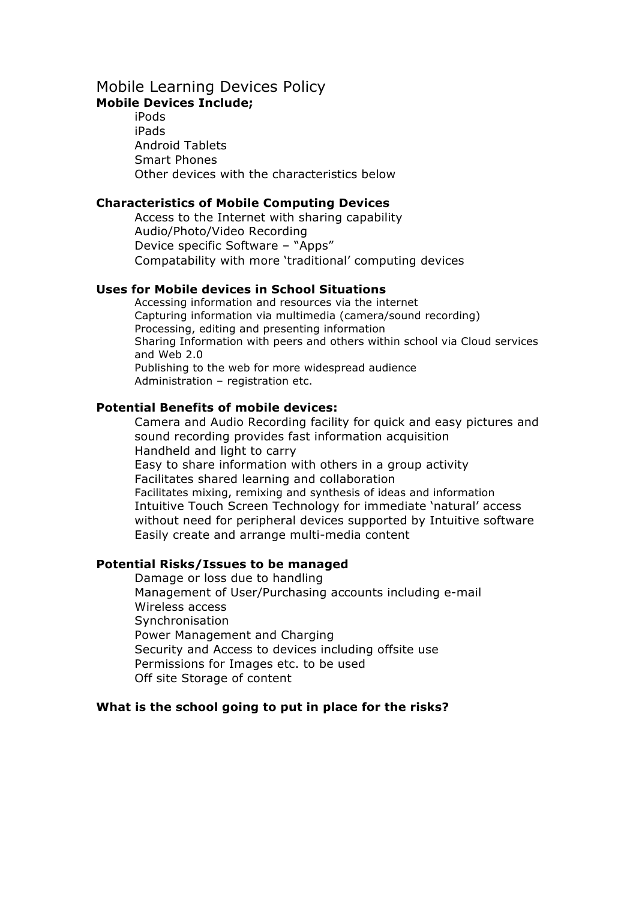# Mobile Learning Devices Policy

**Mobile Devices Include;**

- iPods
- iPads
- Android Tablets
- Smart Phones
- Other devices with the characteristics below

**Characteristics of Mobile Computing Devices**

- Access to the Internet with sharing capability
- Audio/Photo/Video Recording
- Device specific Software – "Apps"
- Compatability with more 'traditional' computing devices

**Uses for Mobile devices in School Situations**

- Accessing information and resources via the internet
- Capturing information via multimedia (camera/sound recording)
- Processing, editing and presenting information
- Sharing Information with peers and others within school via Cloud services and Web 2.0
- Publishing to the web for more widespread audience
- Administration – registration etc.

**Potential Benefits of mobile devices:**

- Camera and Audio Recording facility for quick and easy pictures and sound recording provides fast information acquisition
- Handheld and light to carry
- Easy to share information with others in a group activity
- Facilitates shared learning and collaboration
- Facilitates mixing, remixing and synthesis of ideas and information
- Intuitive Touch Screen Technology for immediate 'natural' access without need for peripheral devices supported by Intuitive software
- Easily create and arrange multi-media content

**Potential Risks/Issues to be managed**

- Damage or loss due to handling
- Management of User/Purchasing accounts including e-mail
- Wireless access
- Synchronisation
- Power Management and Charging
- Security and Access to devices including offsite use
- Permissions for Images etc. to be used
- Off site Storage of content

**What is the school going to put in place for the risks?**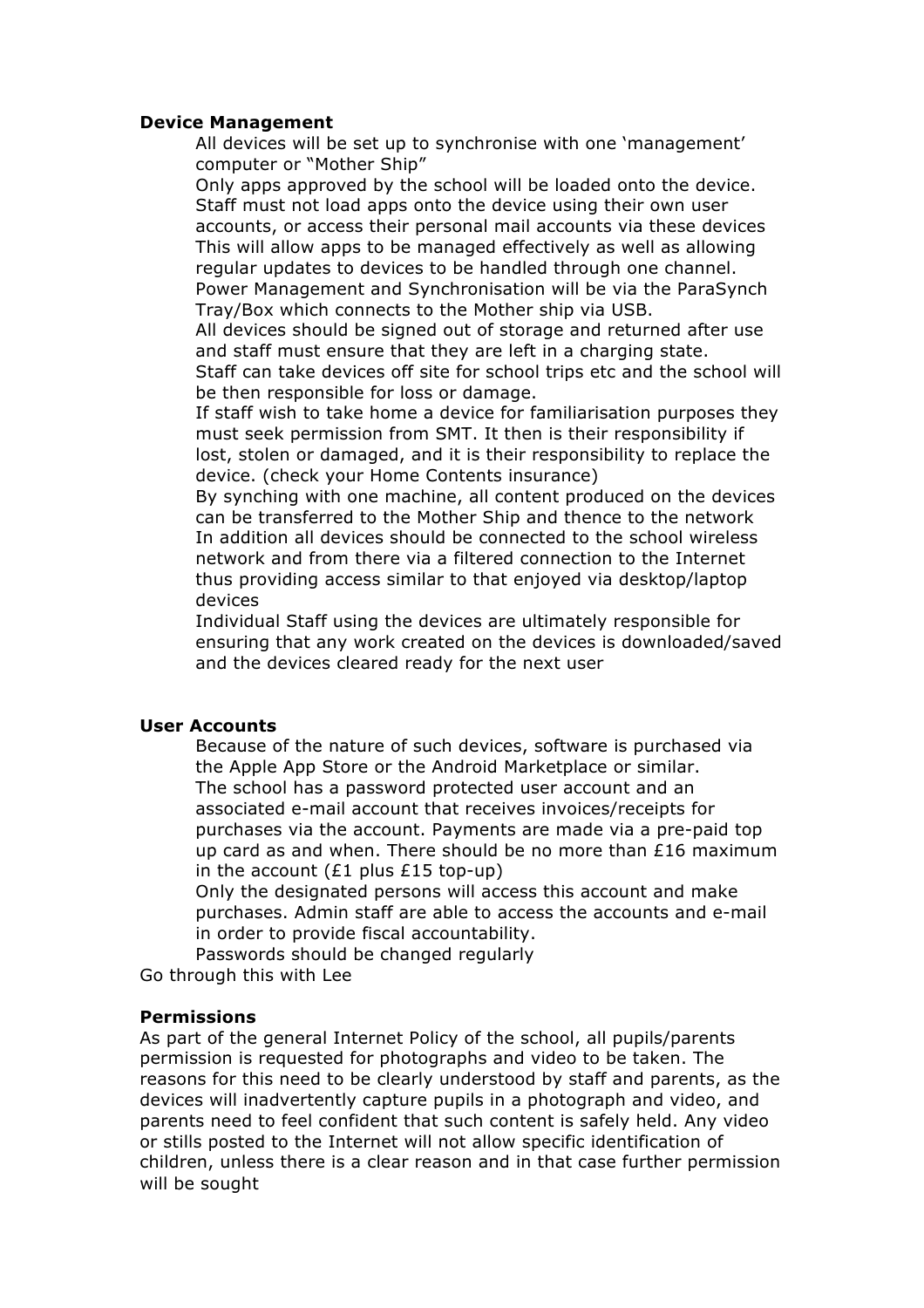**Device Management**

All devices will be set up to synchronise with one 'management' computer or "Mother Ship"

Only apps approved by the school will be loaded onto the device. Staff must not load apps onto the device using their own user accounts, or access their personal mail accounts via these devices

This will allow apps to be managed effectively as well as allowing regular updates to devices to be handled through one channel.

Power Management and Synchronisation will be via the ParaSynch Tray/Box which connects to the Mother ship via USB.

All devices should be signed out of storage and returned after use and staff must ensure that they are left in a charging state.

Staff can take devices off site for school trips etc and the school will be then responsible for loss or damage.

If staff wish to take home a device for familiarisation purposes they must seek permission from SMT. It then is their responsibility if lost, stolen or damaged, and it is their responsibility to replace the device. (check your Home Contents insurance)

By synching with one machine, all content produced on the devices can be transferred to the Mother Ship and thence to the network

In addition all devices should be connected to the school wireless network and from there via a filtered connection to the Internet thus providing access similar to that enjoyed via desktop/laptop devices

Individual Staff using the devices are ultimately responsible for ensuring that any work created on the devices is downloaded/saved and the devices cleared ready for the next user

**User Accounts**

Because of the nature of such devices, software is purchased via the Apple App Store or the Android Marketplace or similar.

The school has a password protected user account and an associated e-mail account that receives invoices/receipts for purchases via the account. Payments are made via a pre-paid top up card as and when. There should be no more than £16 maximum in the account (£1 plus £15 top-up)

Only the designated persons will access this account and make purchases. Admin staff are able to access the accounts and e-mail in order to provide fiscal accountability.

Passwords should be changed regularly

Go through this with Lee

**Permissions**

As part of the general Internet Policy of the school, all pupils/parents permission is requested for photographs and video to be taken. The reasons for this need to be clearly understood by staff and parents, as the devices will inadvertently capture pupils in a photograph and video, and parents need to feel confident that such content is safely held. Any video or stills posted to the Internet will not allow specific identification of children, unless there is a clear reason and in that case further permission will be sought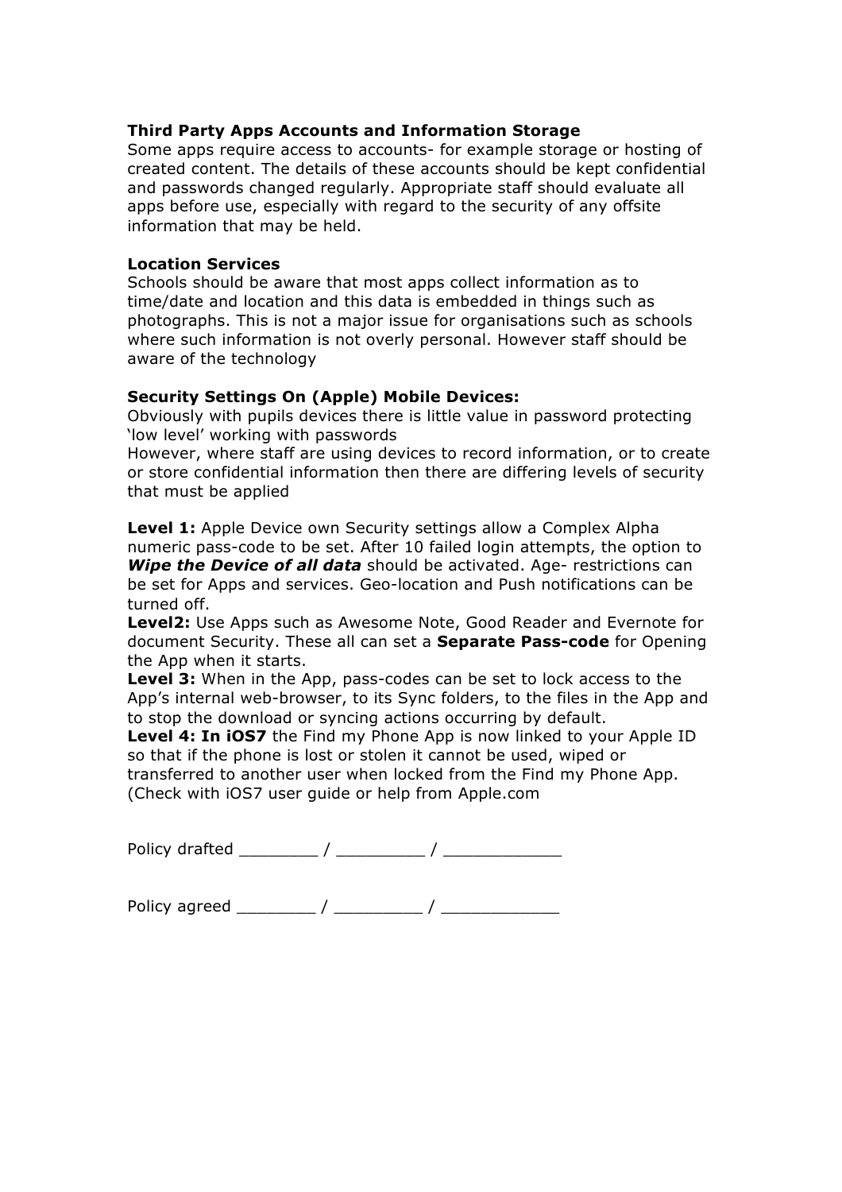**Third Party Apps Accounts and Information Storage**
Some apps require access to accounts- for example storage or hosting of created content. The details of these accounts should be kept confidential and passwords changed regularly. Appropriate staff should evaluate all apps before use, especially with regard to the security of any offsite information that may be held.

**Location Services**
Schools should be aware that most apps collect information as to time/date and location and this data is embedded in things such as photographs. This is not a major issue for organisations such as schools where such information is not overly personal. However staff should be aware of the technology

**Security Settings On (Apple) Mobile Devices:**
Obviously with pupils devices there is little value in password protecting 'low level' working with passwords
However, where staff are using devices to record information, or to create or store confidential information then there are differing levels of security that must be applied

**Level 1:** Apple Device own Security settings allow a Complex Alpha numeric pass-code to be set. After 10 failed login attempts, the option to ***Wipe the Device of all data*** should be activated. Age- restrictions can be set for Apps and services. Geo-location and Push notifications can be turned off.
**Level2:** Use Apps such as Awesome Note, Good Reader and Evernote for document Security. These all can set a **Separate Pass-code** for Opening the App when it starts.
**Level 3:** When in the App, pass-codes can be set to lock access to the App's internal web-browser, to its Sync folders, to the files in the App and to stop the download or syncing actions occurring by default.
**Level 4: In iOS7** the Find my Phone App is now linked to your Apple ID so that if the phone is lost or stolen it cannot be used, wiped or transferred to another user when locked from the Find my Phone App. (Check with iOS7 user guide or help from Apple.com

Policy drafted ________ / _________ / ____________

Policy agreed ________ / _________ / ____________